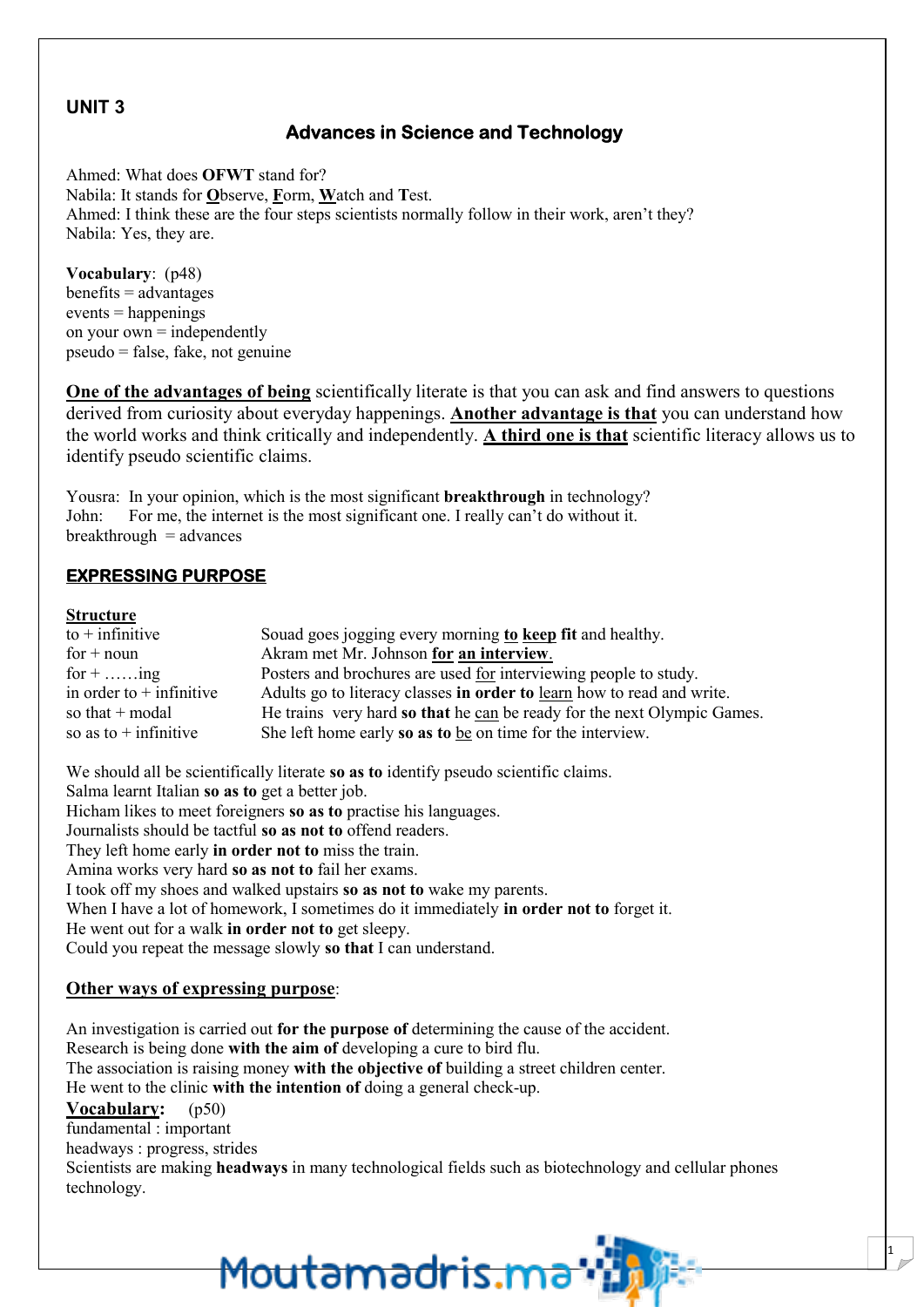## UNIT 3

# Advances in Science and Technology

Ahmed: What does **OFWT** stand for?
Nabila: It stands for **O**bserve, **F**orm, **W**atch and **T**est.
Ahmed: I think these are the four steps scientists normally follow in their work, aren't they?
Nabila: Yes, they are.

**Vocabulary**: (p48)
benefits = advantages
events = happenings
on your own = independently
pseudo = false, fake, not genuine

**One of the advantages of being** scientifically literate is that you can ask and find answers to questions derived from curiosity about everyday happenings. **Another advantage is that** you can understand how the world works and think critically and independently. **A third one is that** scientific literacy allows us to identify pseudo scientific claims.

Yousra: In your opinion, which is the most significant **breakthrough** in technology?
John: For me, the internet is the most significant one. I really can't do without it.
breakthrough = advances

## EXPRESSING PURPOSE

**Structure**

| | |
|---|---|
| to + infinitive | Souad goes jogging every morning **to keep fit** and healthy. |
| for + noun | Akram met Mr. Johnson **for an interview**. |
| for + ……ing | Posters and brochures are used for interviewing people to study. |
| in order to + infinitive | Adults go to literacy classes **in order to** learn how to read and write. |
| so that + modal | He trains very hard **so that** he can be ready for the next Olympic Games. |
| so as to + infinitive | She left home early **so as to** be on time for the interview. |

We should all be scientifically literate **so as to** identify pseudo scientific claims.
Salma learnt Italian **so as to** get a better job.
Hicham likes to meet foreigners **so as to** practise his languages.
Journalists should be tactful **so as not to** offend readers.
They left home early **in order not to** miss the train.
Amina works very hard **so as not to** fail her exams.
I took off my shoes and walked upstairs **so as not to** wake my parents.
When I have a lot of homework, I sometimes do it immediately **in order not to** forget it.
He went out for a walk **in order not to** get sleepy.
Could you repeat the message slowly **so that** I can understand.

**Other ways of expressing purpose**:

An investigation is carried out **for the purpose of** determining the cause of the accident.
Research is being done **with the aim of** developing a cure to bird flu.
The association is raising money **with the objective of** building a street children center.
He went to the clinic **with the intention of** doing a general check-up.

**Vocabulary:** (p50)
fundamental : important
headways : progress, strides
Scientists are making **headways** in many technological fields such as biotechnology and cellular phones technology.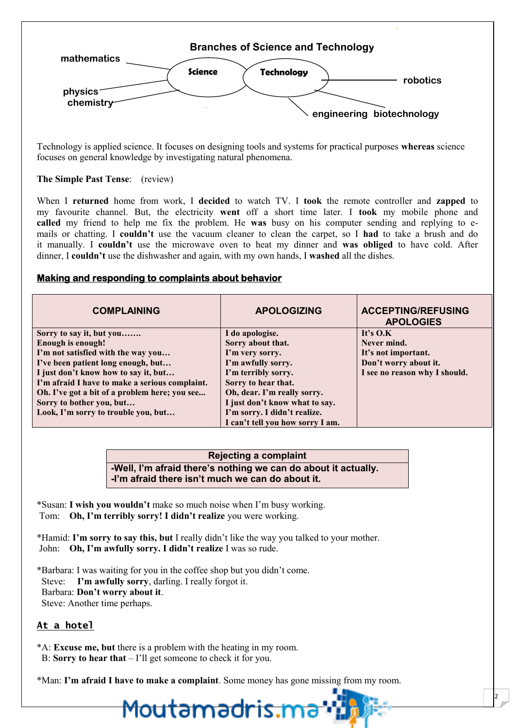## Branches of Science and Technology

- Science: mathematics, physics, chemistry
- Technology: robotics, engineering, biotechnology

Technology is applied science. It focuses on designing tools and systems for practical purposes **whereas** science focuses on general knowledge by investigating natural phenomena.

**The Simple Past Tense**: (review)

When I **returned** home from work, I **decided** to watch TV. I **took** the remote controller and **zapped** to my favourite channel. But, the electricity **went** off a short time later. I **took** my mobile phone and **called** my friend to help me fix the problem. He **was** busy on his computer sending and replying to e-mails or chatting. I **couldn't** use the vacuum cleaner to clean the carpet, so I **had** to take a brush and do it manually. I **couldn't** use the microwave oven to heat my dinner and **was obliged** to have cold. After dinner, I **couldn't** use the dishwasher and again, with my own hands, I **washed** all the dishes.

## Making and responding to complaints about behavior

| COMPLAINING | APOLOGIZING | ACCEPTING/REFUSING APOLOGIES |
|---|---|---|
| **Sorry to say it, but you…….** | **I do apologise.** | **It's O.K** |
| **Enough is enough!** | **Sorry about that.** | **Never mind.** |
| **I'm not satisfied with the way you…** | **I'm very sorry.** | **It's not important.** |
| **I've been patient long enough, but…** | **I'm awfully sorry.** | **Don't worry about it.** |
| **I just don't know how to say it, but…** | **I'm terribly sorry.** | **I see no reason why I should.** |
| **I'm afraid I have to make a serious complaint.** | **Sorry to hear that.** | |
| **Oh. I've got a bit of a problem here; you see...** | **Oh, dear. I'm really sorry.** | |
| **Sorry to bother you, but…** | **I just don't know what to say.** | |
| **Look, I'm sorry to trouble you, but…** | **I'm sorry. I didn't realize.** | |
| | **I can't tell you how sorry I am.** | |

| Rejecting a complaint |
|---|
| -Well, I'm afraid there's nothing we can do about it actually.<br>-I'm afraid there isn't much we can do about it. |

*Susan: **I wish you wouldn't** make so much noise when I'm busy working.
Tom: **Oh, I'm terribly sorry! I didn't realize** you were working.

*Hamid: **I'm sorry to say this, but** I really didn't like the way you talked to your mother.
John: **Oh, I'm awfully sorry. I didn't realize** I was so rude.

*Barbara: I was waiting for you in the coffee shop but you didn't come.
Steve: **I'm awfully sorry**, darling. I really forgot it.
Barbara: **Don't worry about it**.
Steve: Another time perhaps.

## At a hotel

*A: **Excuse me, but** there is a problem with the heating in my room.
B: **Sorry to hear that** – I'll get someone to check it for you.

*Man: **I'm afraid I have to make a complaint**. Some money has gone missing from my room.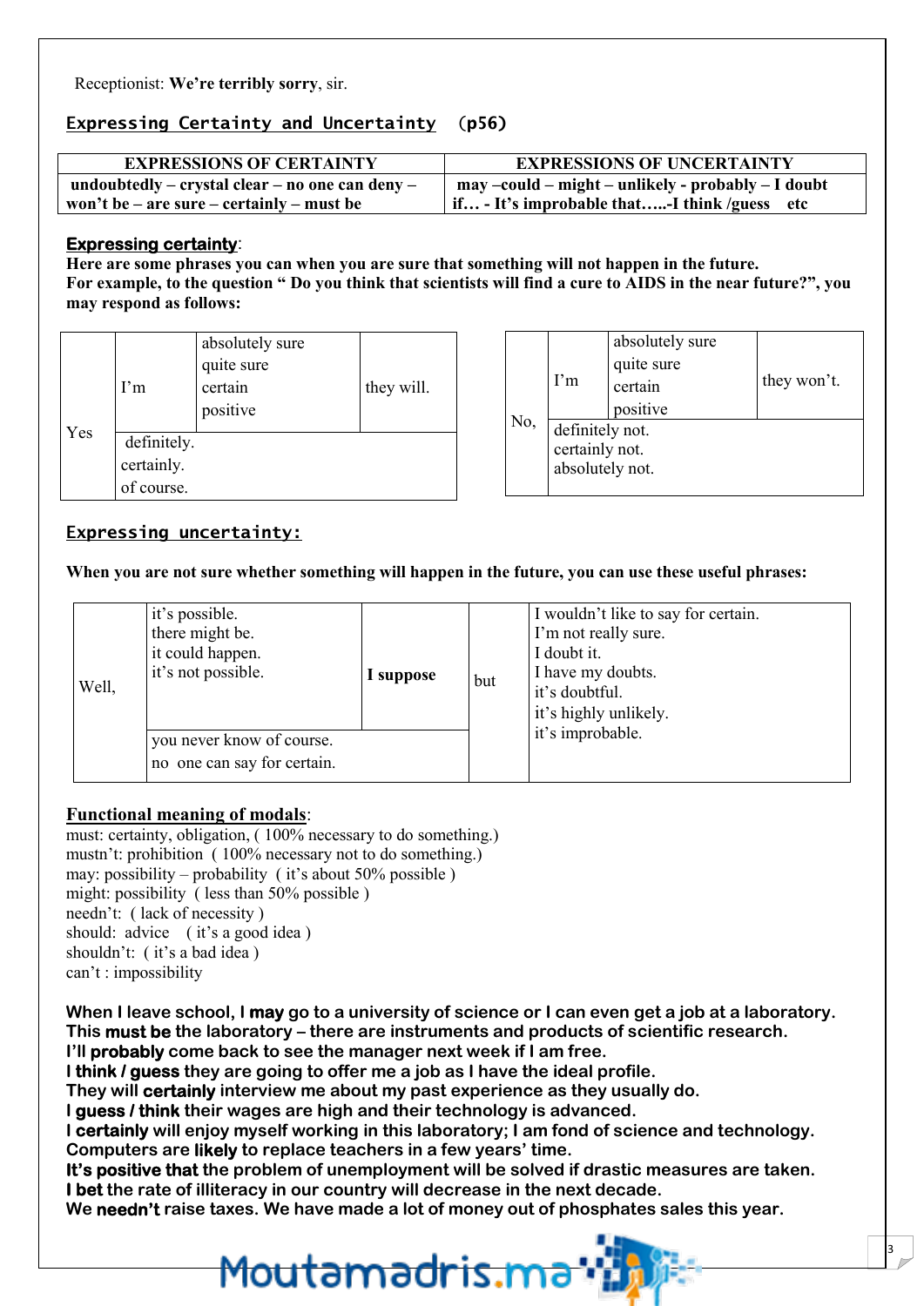Receptionist: **We're terribly sorry**, sir.

## Expressing Certainty and Uncertainty (p56)

| EXPRESSIONS OF CERTAINTY | EXPRESSIONS OF UNCERTAINTY |
|---|---|
| **undoubtedly – crystal clear – no one can deny – won't be – are sure – certainly – must be** | **may –could – might – unlikely - probably – I doubt if… - It's improbable that…..-I think /guess etc** |

**Expressing certainty**:

**Here are some phrases you can when you are sure that something will not happen in the future.**
**For example, to the question " Do you think that scientists will find a cure to AIDS in the near future?", you may respond as follows:**

| | | | |
|---|---|---|---|
| Yes | I'm | absolutely sure<br>quite sure<br>certain<br>positive | they will. |
| | definitely.<br>certainly.<br>of course. | | |

| | | | |
|---|---|---|---|
| No, | I'm | absolutely sure<br>quite sure<br>certain<br>positive | they won't. |
| | definitely not.<br>certainly not.<br>absolutely not. | | |

**Expressing uncertainty:**

**When you are not sure whether something will happen in the future, you can use these useful phrases:**

| | | | | |
|---|---|---|---|---|
| Well, | it's possible.<br>there might be.<br>it could happen.<br>it's not possible. | **I suppose** | but | I wouldn't like to say for certain.<br>I'm not really sure.<br>I doubt it.<br>I have my doubts.<br>it's doubtful.<br>it's highly unlikely.<br>it's improbable. |
| | you never know of course.<br>no one can say for certain. | | | |

**Functional meaning of modals**:

must: certainty, obligation, ( 100% necessary to do something.)
mustn't: prohibition ( 100% necessary not to do something.)
may: possibility – probability ( it's about 50% possible )
might: possibility ( less than 50% possible )
needn't: ( lack of necessity )
should: advice ( it's a good idea )
shouldn't: ( it's a bad idea )
can't : impossibility

When I leave school, I **may** go to a university of science or I can even get a job at a laboratory.
This **must be** the laboratory – there are instruments and products of scientific research.
I'll **probably** come back to see the manager next week if I am free.
I **think / guess** they are going to offer me a job as I have the ideal profile.
They will **certainly** interview me about my past experience as they usually do.
I **guess / think** their wages are high and their technology is advanced.
I **certainly** will enjoy myself working in this laboratory; I am fond of science and technology.
Computers are **likely** to replace teachers in a few years' time.
**It's positive that** the problem of unemployment will be solved if drastic measures are taken.
**I bet** the rate of illiteracy in our country will decrease in the next decade.
We **needn't** raise taxes. We have made a lot of money out of phosphates sales this year.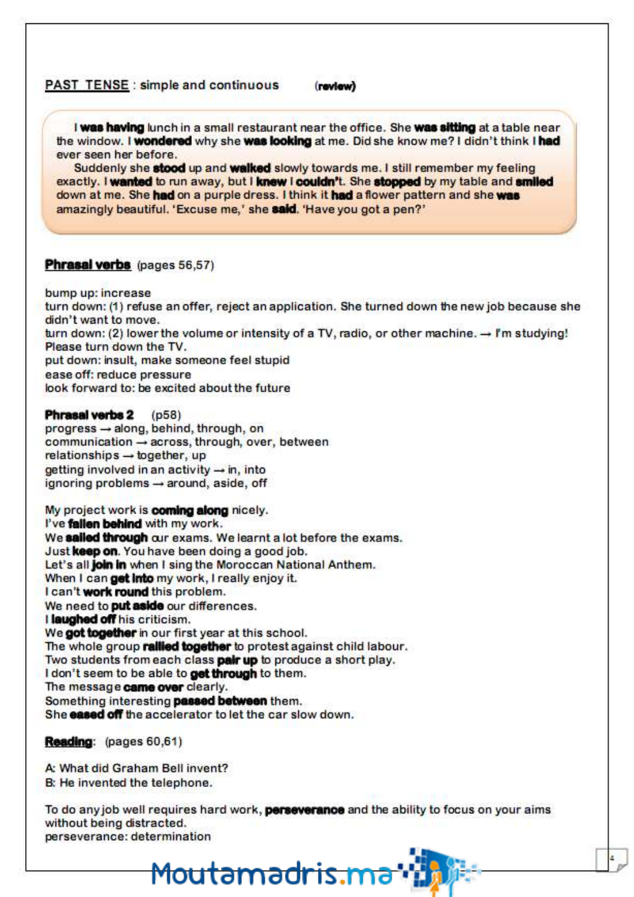<u>PAST TENSE</u> : simple and continuous (**review**)

> I **was having** lunch in a small restaurant near the office. She **was sitting** at a table near the window. I **wondered** why she **was looking** at me. Did she know me? I didn't think I **had** ever seen her before.
> Suddenly she **stood** up and **walked** slowly towards me. I still remember my feeling exactly. I **wanted** to run away, but I **knew** I **couldn't**. She **stopped** by my table and **smiled** down at me. She **had** on a purple dress. I think it **had** a flower pattern and she **was** amazingly beautiful. 'Excuse me,' she **said**. 'Have you got a pen?'

**<u>Phrasal verbs</u>** (pages 56,57)

bump up: increase
turn down: (1) refuse an offer, reject an application. She turned down the new job because she didn't want to move.
turn down: (2) lower the volume or intensity of a TV, radio, or other machine. → I'm studying! Please turn down the TV.
put down: insult, make someone feel stupid
ease off: reduce pressure
look forward to: be excited about the future

**Phrasal verbs 2** (p58)
progress → along, behind, through, on
communication → across, through, over, between
relationships → together, up
getting involved in an activity → in, into
ignoring problems → around, aside, off

My project work is **coming along** nicely.
I've **fallen behind** with my work.
We **sailed through** our exams. We learnt a lot before the exams.
Just **keep on**. You have been doing a good job.
Let's all **join in** when I sing the Moroccan National Anthem.
When I can **get into** my work, I really enjoy it.
I can't **work round** this problem.
We need to **put aside** our differences.
I **laughed off** his criticism.
We **got together** in our first year at this school.
The whole group **rallied together** to protest against child labour.
Two students from each class **pair up** to produce a short play.
I don't seem to be able to **get through** to them.
The message **came over** clearly.
Something interesting **passed between** them.
She **eased off** the accelerator to let the car slow down.

**<u>Reading</u>**: (pages 60,61)

A: What did Graham Bell invent?
B: He invented the telephone.

To do any job well requires hard work, **perseverance** and the ability to focus on your aims without being distracted.
perseverance: determination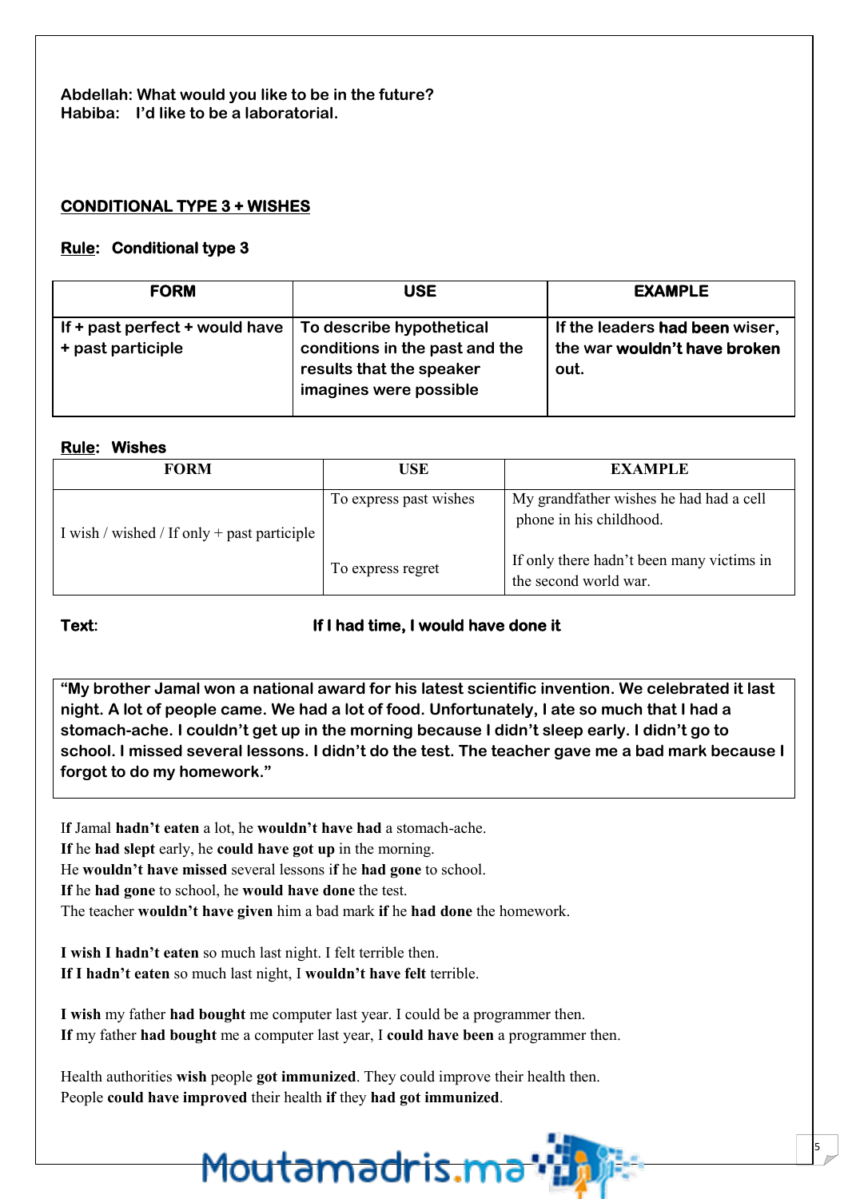**Abdellah: What would you like to be in the future?**
**Habiba: I'd like to be a laboratorial.**

## CONDITIONAL TYPE 3 + WISHES

**Rule: Conditional type 3**

| FORM | USE | EXAMPLE |
|---|---|---|
| If + past perfect + would have + past participle | To describe hypothetical conditions in the past and the results that the speaker imagines were possible | If the leaders **had been** wiser, the war **wouldn't have broken** out. |

**Rule: Wishes**

| FORM | USE | EXAMPLE |
|---|---|---|
| I wish / wished / If only + past participle | To express past wishes | My grandfather wishes he had had a cell phone in his childhood. |
| | To express regret | If only there hadn't been many victims in the second world war. |

**Text:** **If I had time, I would have done it**

> **"My brother Jamal won a national award for his latest scientific invention. We celebrated it last night. A lot of people came. We had a lot of food. Unfortunately, I ate so much that I had a stomach-ache. I couldn't get up in the morning because I didn't sleep early. I didn't go to school. I missed several lessons. I didn't do the test. The teacher gave me a bad mark because I forgot to do my homework."**

If Jamal **hadn't eaten** a lot, he **wouldn't have had** a stomach-ache.
**If** he **had slept** early, he **could have got up** in the morning.
He **wouldn't have missed** several lessons if he **had gone** to school.
**If** he **had gone** to school, he **would have done** the test.
The teacher **wouldn't have given** him a bad mark **if** he **had done** the homework.

**I wish I hadn't eaten** so much last night. I felt terrible then.
**If I hadn't eaten** so much last night, I **wouldn't have felt** terrible.

**I wish** my father **had bought** me computer last year. I could be a programmer then.
**If** my father **had bought** me a computer last year, I **could have been** a programmer then.

Health authorities **wish** people **got immunized**. They could improve their health then.
People **could have improved** their health **if** they **had got immunized**.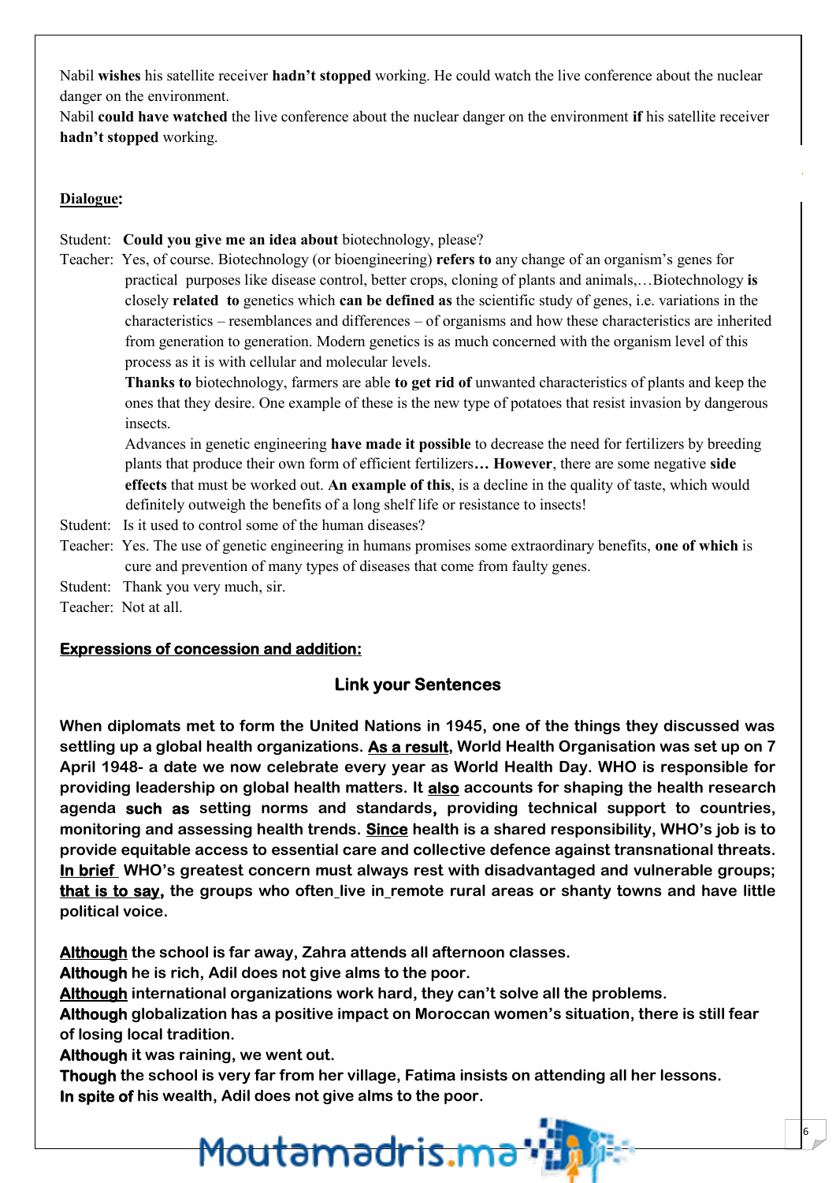Nabil **wishes** his satellite receiver **hadn't stopped** working. He could watch the live conference about the nuclear danger on the environment.
Nabil **could have watched** the live conference about the nuclear danger on the environment **if** his satellite receiver **hadn't stopped** working.

**Dialogue:**

Student: **Could you give me an idea about** biotechnology, please?

Teacher: Yes, of course. Biotechnology (or bioengineering) **refers to** any change of an organism's genes for practical purposes like disease control, better crops, cloning of plants and animals,…Biotechnology **is** closely **related to** genetics which **can be defined as** the scientific study of genes, i.e. variations in the characteristics – resemblances and differences – of organisms and how these characteristics are inherited from generation to generation. Modern genetics is as much concerned with the organism level of this process as it is with cellular and molecular levels.
**Thanks to** biotechnology, farmers are able **to get rid of** unwanted characteristics of plants and keep the ones that they desire. One example of these is the new type of potatoes that resist invasion by dangerous insects.
Advances in genetic engineering **have made it possible** to decrease the need for fertilizers by breeding plants that produce their own form of efficient fertilizers**… However**, there are some negative **side effects** that must be worked out. **An example of this**, is a decline in the quality of taste, which would definitely outweigh the benefits of a long shelf life or resistance to insects!

Student: Is it used to control some of the human diseases?

Teacher: Yes. The use of genetic engineering in humans promises some extraordinary benefits, **one of which** is cure and prevention of many types of diseases that come from faulty genes.

Student: Thank you very much, sir.

Teacher: Not at all.

**Expressions of concession and addition:**

## Link your Sentences

**When diplomats met to form the United Nations in 1945, one of the things they discussed was settling up a global health organizations. As a result, World Health Organisation was set up on 7 April 1948- a date we now celebrate every year as World Health Day. WHO is responsible for providing leadership on global health matters. It also accounts for shaping the health research agenda such as setting norms and standards, providing technical support to countries, monitoring and assessing health trends. Since health is a shared responsibility, WHO's job is to provide equitable access to essential care and collective defence against transnational threats. In brief WHO's greatest concern must always rest with disadvantaged and vulnerable groups; that is to say, the groups who often live in remote rural areas or shanty towns and have little political voice.**

**Although the school is far away, Zahra attends all afternoon classes.**
**Although he is rich, Adil does not give alms to the poor.**
**Although international organizations work hard, they can't solve all the problems.**
**Although globalization has a positive impact on Moroccan women's situation, there is still fear of losing local tradition.**
**Although it was raining, we went out.**
**Though the school is very far from her village, Fatima insists on attending all her lessons.**
**In spite of his wealth, Adil does not give alms to the poor.**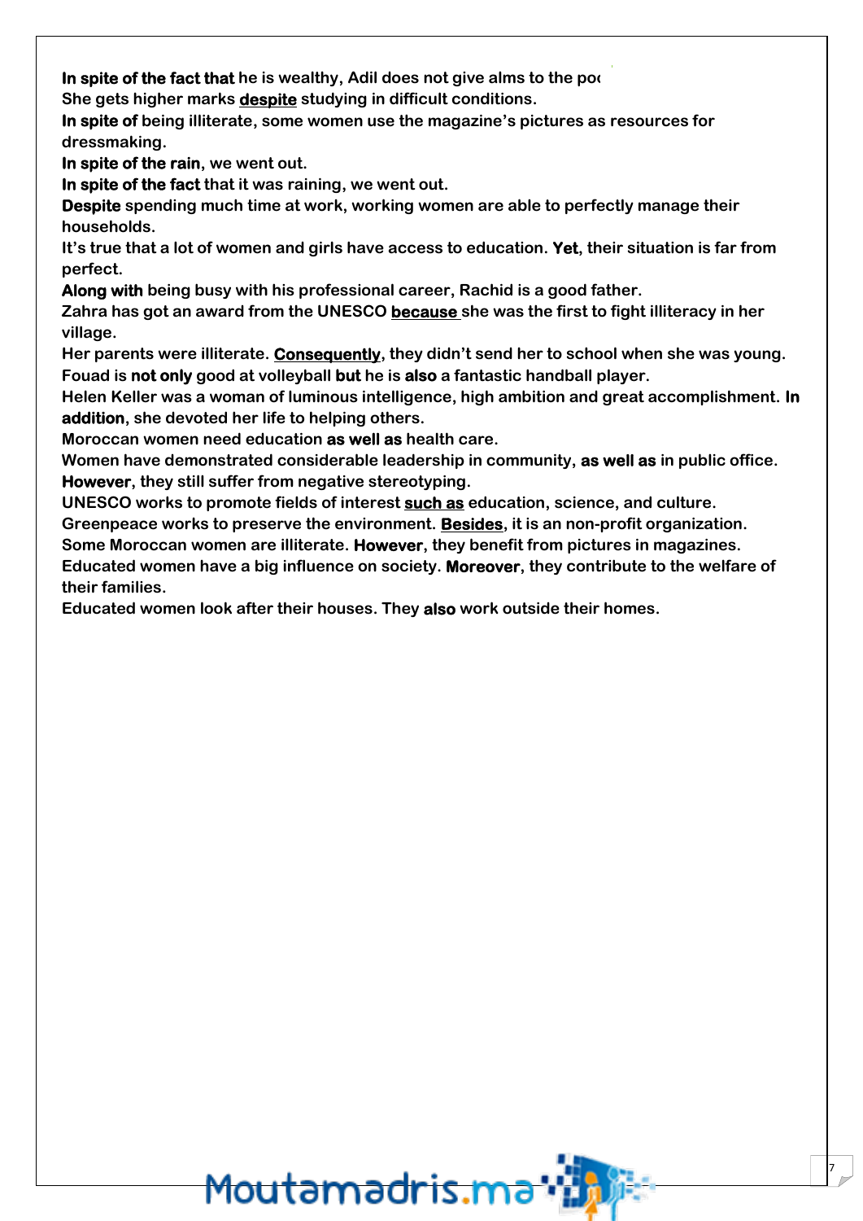**In spite of the fact that** he is wealthy, Adil does not give alms to the poo

She gets higher marks **despite** studying in difficult conditions.

**In spite of** being illiterate, some women use the magazine's pictures as resources for dressmaking.

**In spite of the rain**, we went out.

**In spite of the fact** that it was raining, we went out.

**Despite** spending much time at work, working women are able to perfectly manage their households.

It's true that a lot of women and girls have access to education. **Yet**, their situation is far from perfect.

**Along with** being busy with his professional career, Rachid is a good father.

Zahra has got an award from the UNESCO **because** she was the first to fight illiteracy in her village.

Her parents were illiterate. **Consequently**, they didn't send her to school when she was young.

Fouad is **not only** good at volleyball **but** he is **also** a fantastic handball player.

Helen Keller was a woman of luminous intelligence, high ambition and great accomplishment. **In addition**, she devoted her life to helping others.

Moroccan women need education **as well as** health care.

Women have demonstrated considerable leadership in community, **as well as** in public office. **However**, they still suffer from negative stereotyping.

UNESCO works to promote fields of interest **such as** education, science, and culture.

Greenpeace works to preserve the environment. **Besides**, it is an non-profit organization.

Some Moroccan women are illiterate. **However**, they benefit from pictures in magazines.

Educated women have a big influence on society. **Moreover**, they contribute to the welfare of their families.

Educated women look after their houses. They **also** work outside their homes.